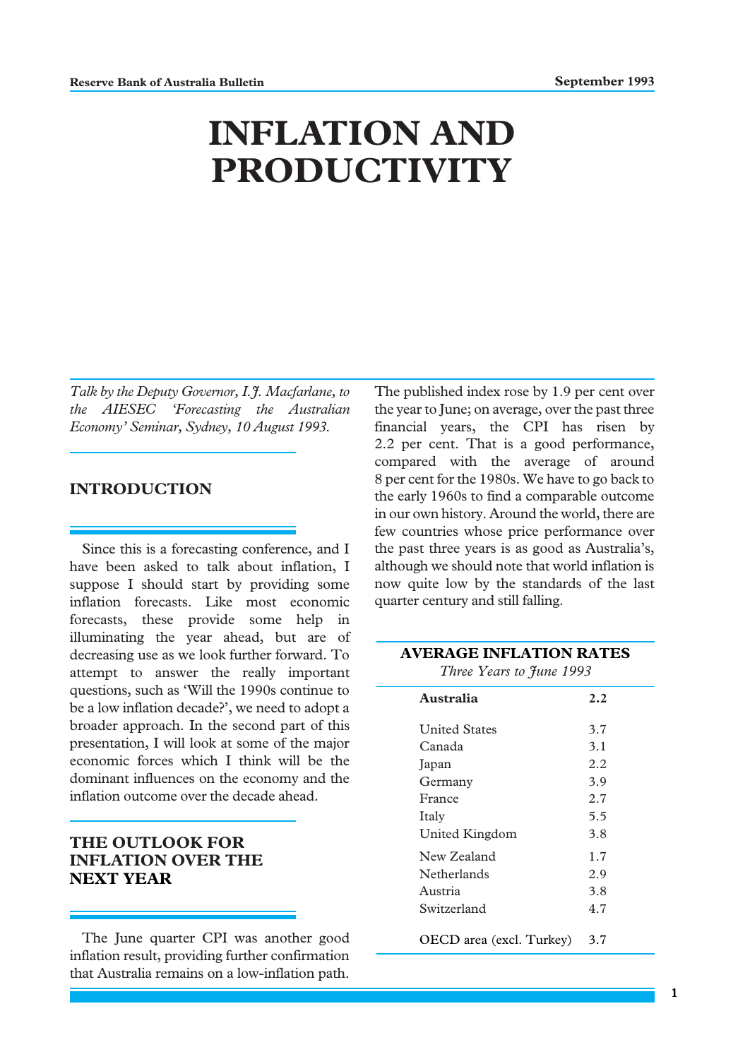# INFLATION AND PRODUCTIVITY

*Talk by the Deputy Governor, I.J. Macfarlane, to the AIESEC 'Forecasting the Australian Economy' Seminar, Sydney, 10 August 1993.*

## INTRODUCTION

Since this is a forecasting conference, and I have been asked to talk about inflation, I suppose I should start by providing some inflation forecasts. Like most economic forecasts, these provide some help in illuminating the year ahead, but are of decreasing use as we look further forward. To attempt to answer the really important questions, such as 'Will the 1990s continue to be a low inflation decade?', we need to adopt a broader approach. In the second part of this presentation, I will look at some of the major economic forces which I think will be the dominant influences on the economy and the inflation outcome over the decade ahead.

## THE OUTLOOK FOR INFLATION OVER THE NEXT YEAR

The June quarter CPI was another good inflation result, providing further confirmation that Australia remains on a low-inflation path. The published index rose by 1.9 per cent over the year to June; on average, over the past three financial years, the CPI has risen by 2.2 per cent. That is a good performance, compared with the average of around 8 per cent for the 1980s. We have to go back to the early 1960s to find a comparable outcome in our own history. Around the world, there are few countries whose price performance over the past three years is as good as Australia's, although we should note that world inflation is now quite low by the standards of the last quarter century and still falling.

**AVERAGE INFLATION RATES**
*Three Years to June 1993*

| | |
|---|---|
| **Australia** | **2.2** |
| United States | 3.7 |
| Canada | 3.1 |
| Japan | 2.2 |
| Germany | 3.9 |
| France | 2.7 |
| Italy | 5.5 |
| United Kingdom | 3.8 |
| New Zealand | 1.7 |
| Netherlands | 2.9 |
| Austria | 3.8 |
| Switzerland | 4.7 |
| OECD area (excl. Turkey) | 3.7 |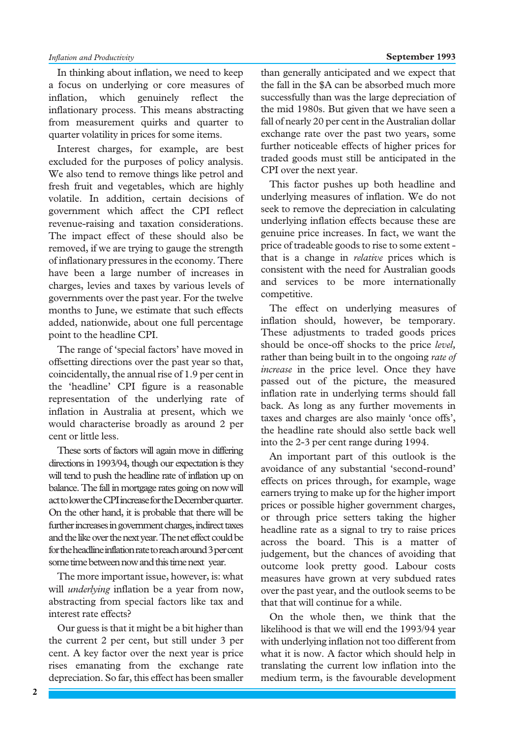In thinking about inflation, we need to keep a focus on underlying or core measures of inflation, which genuinely reflect the inflationary process. This means abstracting from measurement quirks and quarter to quarter volatility in prices for some items.

Interest charges, for example, are best excluded for the purposes of policy analysis. We also tend to remove things like petrol and fresh fruit and vegetables, which are highly volatile. In addition, certain decisions of government which affect the CPI reflect revenue-raising and taxation considerations. The impact effect of these should also be removed, if we are trying to gauge the strength of inflationary pressures in the economy. There have been a large number of increases in charges, levies and taxes by various levels of governments over the past year. For the twelve months to June, we estimate that such effects added, nationwide, about one full percentage point to the headline CPI.

The range of 'special factors' have moved in offsetting directions over the past year so that, coincidentally, the annual rise of 1.9 per cent in the 'headline' CPI figure is a reasonable representation of the underlying rate of inflation in Australia at present, which we would characterise broadly as around 2 per cent or little less.

These sorts of factors will again move in differing directions in 1993/94, though our expectation is they will tend to push the headline rate of inflation up on balance. The fall in mortgage rates going on now will act to lower the CPI increase for the December quarter. On the other hand, it is probable that there will be further increases in government charges, indirect taxes and the like over the next year. The net effect could be for the headline inflation rate to reach around 3 per cent some time between now and this time next year.

The more important issue, however, is: what will *underlying* inflation be a year from now, abstracting from special factors like tax and interest rate effects?

Our guess is that it might be a bit higher than the current 2 per cent, but still under 3 per cent. A key factor over the next year is price rises emanating from the exchange rate depreciation. So far, this effect has been smaller than generally anticipated and we expect that the fall in the $A can be absorbed much more successfully than was the large depreciation of the mid 1980s. But given that we have seen a fall of nearly 20 per cent in the Australian dollar exchange rate over the past two years, some further noticeable effects of higher prices for traded goods must still be anticipated in the CPI over the next year.

This factor pushes up both headline and underlying measures of inflation. We do not seek to remove the depreciation in calculating underlying inflation effects because these are genuine price increases. In fact, we want the price of tradeable goods to rise to some extent - that is a change in *relative* prices which is consistent with the need for Australian goods and services to be more internationally competitive.

The effect on underlying measures of inflation should, however, be temporary. These adjustments to traded goods prices should be once-off shocks to the price *level,* rather than being built in to the ongoing *rate of increase* in the price level. Once they have passed out of the picture, the measured inflation rate in underlying terms should fall back. As long as any further movements in taxes and charges are also mainly 'once offs', the headline rate should also settle back well into the 2-3 per cent range during 1994.

An important part of this outlook is the avoidance of any substantial 'second-round' effects on prices through, for example, wage earners trying to make up for the higher import prices or possible higher government charges, or through price setters taking the higher headline rate as a signal to try to raise prices across the board. This is a matter of judgement, but the chances of avoiding that outcome look pretty good. Labour costs measures have grown at very subdued rates over the past year, and the outlook seems to be that that will continue for a while.

On the whole then, we think that the likelihood is that we will end the 1993/94 year with underlying inflation not too different from what it is now. A factor which should help in translating the current low inflation into the medium term, is the favourable development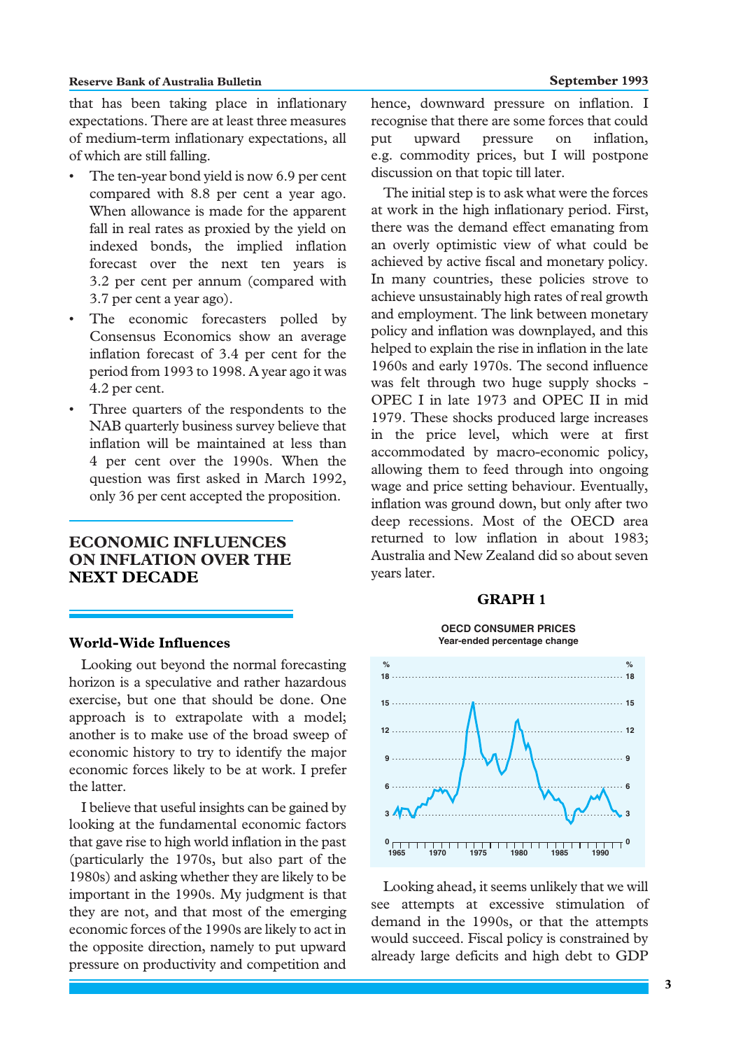that has been taking place in inflationary expectations. There are at least three measures of medium-term inflationary expectations, all of which are still falling.

- The ten-year bond yield is now 6.9 per cent compared with 8.8 per cent a year ago. When allowance is made for the apparent fall in real rates as proxied by the yield on indexed bonds, the implied inflation forecast over the next ten years is 3.2 per cent per annum (compared with 3.7 per cent a year ago).
- The economic forecasters polled by Consensus Economics show an average inflation forecast of 3.4 per cent for the period from 1993 to 1998. A year ago it was 4.2 per cent.
- Three quarters of the respondents to the NAB quarterly business survey believe that inflation will be maintained at less than 4 per cent over the 1990s. When the question was first asked in March 1992, only 36 per cent accepted the proposition.

## ECONOMIC INFLUENCES ON INFLATION OVER THE NEXT DECADE

### World-Wide Influences

Looking out beyond the normal forecasting horizon is a speculative and rather hazardous exercise, but one that should be done. One approach is to extrapolate with a model; another is to make use of the broad sweep of economic history to try to identify the major economic forces likely to be at work. I prefer the latter.

I believe that useful insights can be gained by looking at the fundamental economic factors that gave rise to high world inflation in the past (particularly the 1970s, but also part of the 1980s) and asking whether they are likely to be important in the 1990s. My judgment is that they are not, and that most of the emerging economic forces of the 1990s are likely to act in the opposite direction, namely to put upward pressure on productivity and competition and hence, downward pressure on inflation. I recognise that there are some forces that could put upward pressure on inflation, e.g. commodity prices, but I will postpone discussion on that topic till later.

The initial step is to ask what were the forces at work in the high inflationary period. First, there was the demand effect emanating from an overly optimistic view of what could be achieved by active fiscal and monetary policy. In many countries, these policies strove to achieve unsustainably high rates of real growth and employment. The link between monetary policy and inflation was downplayed, and this helped to explain the rise in inflation in the late 1960s and early 1970s. The second influence was felt through two huge supply shocks - OPEC I in late 1973 and OPEC II in mid 1979. These shocks produced large increases in the price level, which were at first accommodated by macro-economic policy, allowing them to feed through into ongoing wage and price setting behaviour. Eventually, inflation was ground down, but only after two deep recessions. Most of the OECD area returned to low inflation in about 1983; Australia and New Zealand did so about seven years later.

**GRAPH 1**

**OECD CONSUMER PRICES**
Year-ended percentage change

Looking ahead, it seems unlikely that we will see attempts at excessive stimulation of demand in the 1990s, or that the attempts would succeed. Fiscal policy is constrained by already large deficits and high debt to GDP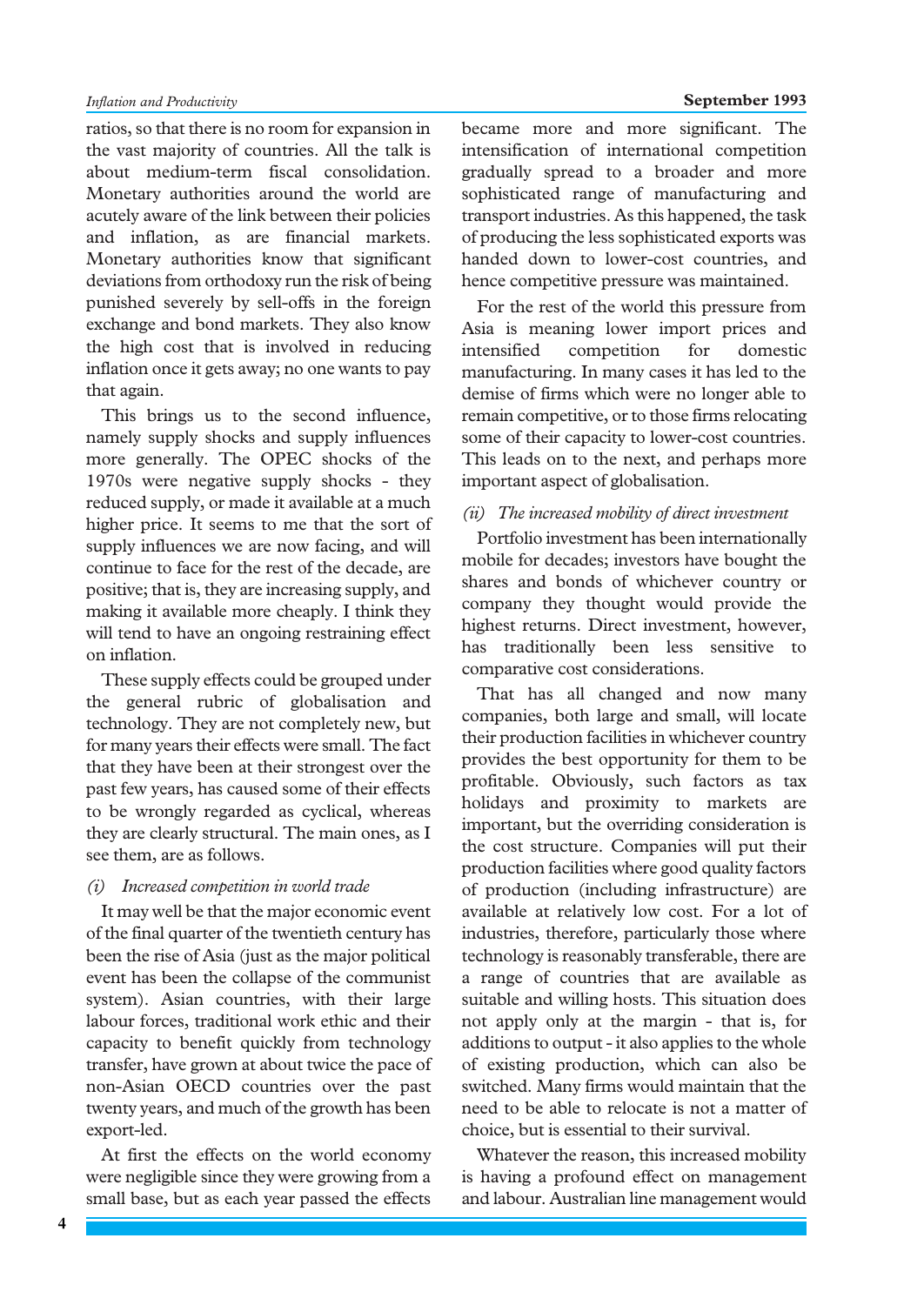ratios, so that there is no room for expansion in the vast majority of countries. All the talk is about medium-term fiscal consolidation. Monetary authorities around the world are acutely aware of the link between their policies and inflation, as are financial markets. Monetary authorities know that significant deviations from orthodoxy run the risk of being punished severely by sell-offs in the foreign exchange and bond markets. They also know the high cost that is involved in reducing inflation once it gets away; no one wants to pay that again.

This brings us to the second influence, namely supply shocks and supply influences more generally. The OPEC shocks of the 1970s were negative supply shocks - they reduced supply, or made it available at a much higher price. It seems to me that the sort of supply influences we are now facing, and will continue to face for the rest of the decade, are positive; that is, they are increasing supply, and making it available more cheaply. I think they will tend to have an ongoing restraining effect on inflation.

These supply effects could be grouped under the general rubric of globalisation and technology. They are not completely new, but for many years their effects were small. The fact that they have been at their strongest over the past few years, has caused some of their effects to be wrongly regarded as cyclical, whereas they are clearly structural. The main ones, as I see them, are as follows.

*(i) Increased competition in world trade*

It may well be that the major economic event of the final quarter of the twentieth century has been the rise of Asia (just as the major political event has been the collapse of the communist system). Asian countries, with their large labour forces, traditional work ethic and their capacity to benefit quickly from technology transfer, have grown at about twice the pace of non-Asian OECD countries over the past twenty years, and much of the growth has been export-led.

At first the effects on the world economy were negligible since they were growing from a small base, but as each year passed the effects became more and more significant. The intensification of international competition gradually spread to a broader and more sophisticated range of manufacturing and transport industries. As this happened, the task of producing the less sophisticated exports was handed down to lower-cost countries, and hence competitive pressure was maintained.

For the rest of the world this pressure from Asia is meaning lower import prices and intensified competition for domestic manufacturing. In many cases it has led to the demise of firms which were no longer able to remain competitive, or to those firms relocating some of their capacity to lower-cost countries. This leads on to the next, and perhaps more important aspect of globalisation.

*(ii) The increased mobility of direct investment*

Portfolio investment has been internationally mobile for decades; investors have bought the shares and bonds of whichever country or company they thought would provide the highest returns. Direct investment, however, has traditionally been less sensitive to comparative cost considerations.

That has all changed and now many companies, both large and small, will locate their production facilities in whichever country provides the best opportunity for them to be profitable. Obviously, such factors as tax holidays and proximity to markets are important, but the overriding consideration is the cost structure. Companies will put their production facilities where good quality factors of production (including infrastructure) are available at relatively low cost. For a lot of industries, therefore, particularly those where technology is reasonably transferable, there are a range of countries that are available as suitable and willing hosts. This situation does not apply only at the margin - that is, for additions to output - it also applies to the whole of existing production, which can also be switched. Many firms would maintain that the need to be able to relocate is not a matter of choice, but is essential to their survival.

Whatever the reason, this increased mobility is having a profound effect on management and labour. Australian line management would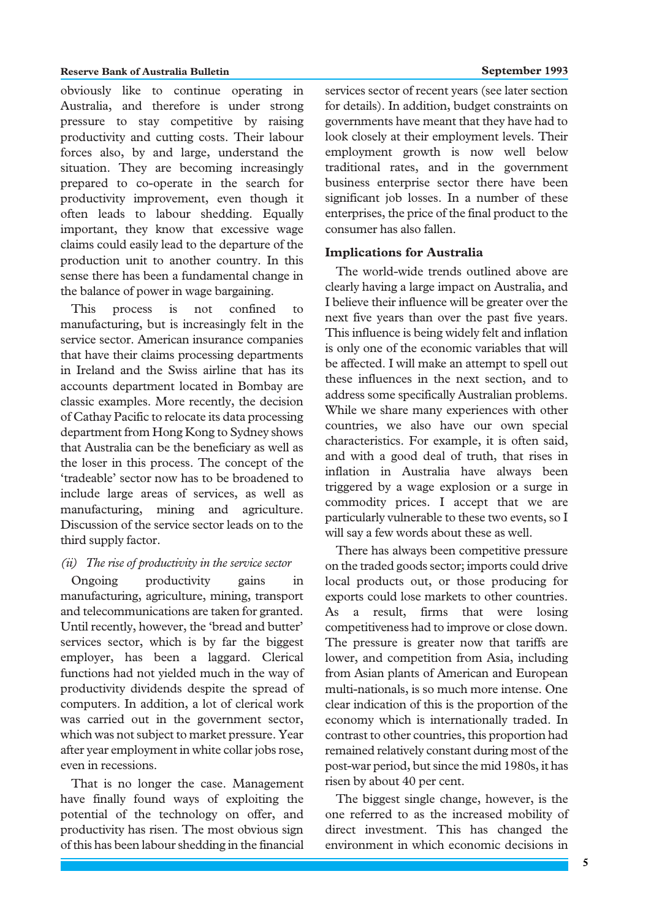obviously like to continue operating in Australia, and therefore is under strong pressure to stay competitive by raising productivity and cutting costs. Their labour forces also, by and large, understand the situation. They are becoming increasingly prepared to co-operate in the search for productivity improvement, even though it often leads to labour shedding. Equally important, they know that excessive wage claims could easily lead to the departure of the production unit to another country. In this sense there has been a fundamental change in the balance of power in wage bargaining.

This process is not confined to manufacturing, but is increasingly felt in the service sector. American insurance companies that have their claims processing departments in Ireland and the Swiss airline that has its accounts department located in Bombay are classic examples. More recently, the decision of Cathay Pacific to relocate its data processing department from Hong Kong to Sydney shows that Australia can be the beneficiary as well as the loser in this process. The concept of the 'tradeable' sector now has to be broadened to include large areas of services, as well as manufacturing, mining and agriculture. Discussion of the service sector leads on to the third supply factor.

*(ii) The rise of productivity in the service sector*

Ongoing productivity gains in manufacturing, agriculture, mining, transport and telecommunications are taken for granted. Until recently, however, the 'bread and butter' services sector, which is by far the biggest employer, has been a laggard. Clerical functions had not yielded much in the way of productivity dividends despite the spread of computers. In addition, a lot of clerical work was carried out in the government sector, which was not subject to market pressure. Year after year employment in white collar jobs rose, even in recessions.

That is no longer the case. Management have finally found ways of exploiting the potential of the technology on offer, and productivity has risen. The most obvious sign of this has been labour shedding in the financial services sector of recent years (see later section for details). In addition, budget constraints on governments have meant that they have had to look closely at their employment levels. Their employment growth is now well below traditional rates, and in the government business enterprise sector there have been significant job losses. In a number of these enterprises, the price of the final product to the consumer has also fallen.

## Implications for Australia

The world-wide trends outlined above are clearly having a large impact on Australia, and I believe their influence will be greater over the next five years than over the past five years. This influence is being widely felt and inflation is only one of the economic variables that will be affected. I will make an attempt to spell out these influences in the next section, and to address some specifically Australian problems. While we share many experiences with other countries, we also have our own special characteristics. For example, it is often said, and with a good deal of truth, that rises in inflation in Australia have always been triggered by a wage explosion or a surge in commodity prices. I accept that we are particularly vulnerable to these two events, so I will say a few words about these as well.

There has always been competitive pressure on the traded goods sector; imports could drive local products out, or those producing for exports could lose markets to other countries. As a result, firms that were losing competitiveness had to improve or close down. The pressure is greater now that tariffs are lower, and competition from Asia, including from Asian plants of American and European multi-nationals, is so much more intense. One clear indication of this is the proportion of the economy which is internationally traded. In contrast to other countries, this proportion had remained relatively constant during most of the post-war period, but since the mid 1980s, it has risen by about 40 per cent.

The biggest single change, however, is the one referred to as the increased mobility of direct investment. This has changed the environment in which economic decisions in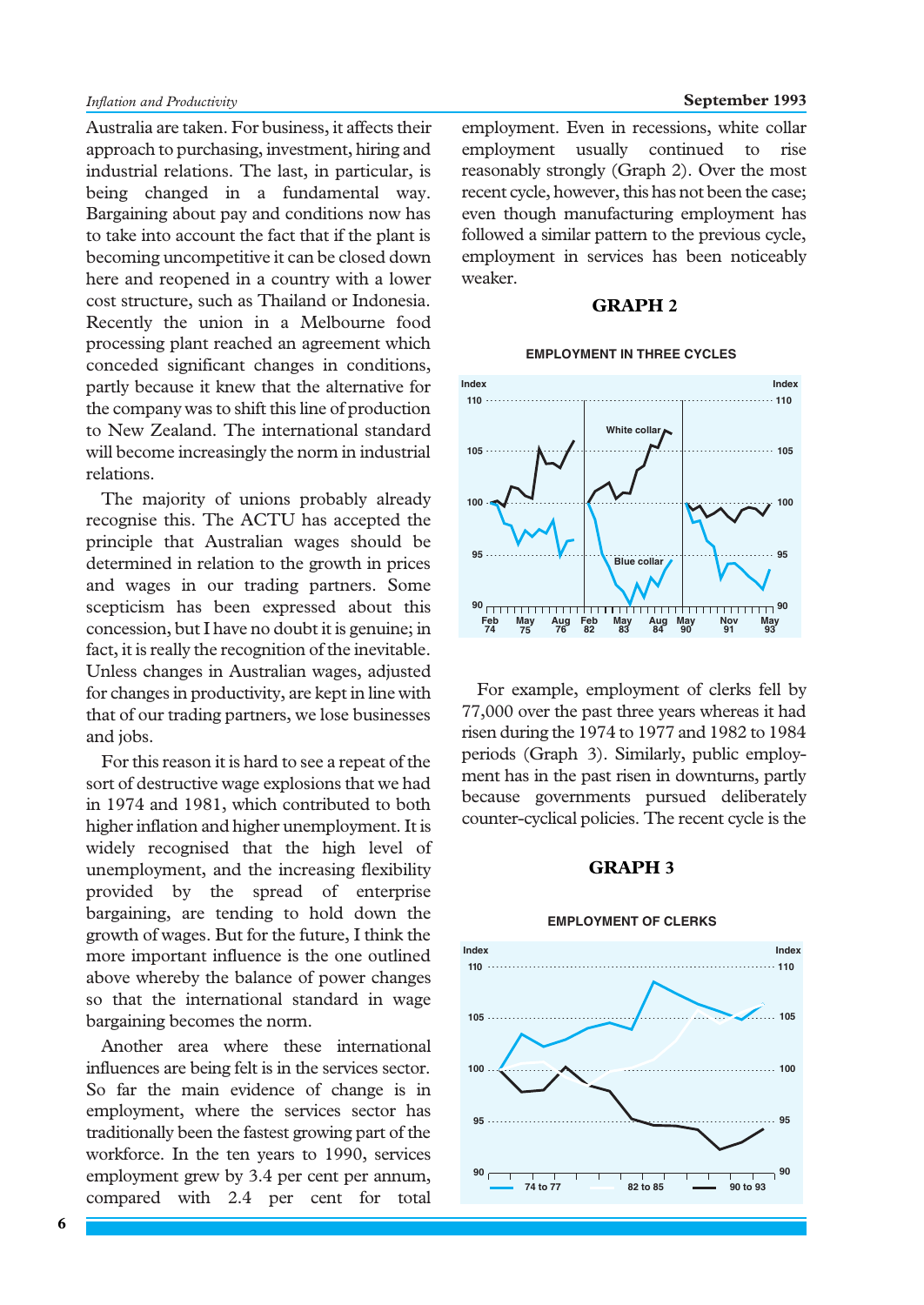Australia are taken. For business, it affects their approach to purchasing, investment, hiring and industrial relations. The last, in particular, is being changed in a fundamental way. Bargaining about pay and conditions now has to take into account the fact that if the plant is becoming uncompetitive it can be closed down here and reopened in a country with a lower cost structure, such as Thailand or Indonesia. Recently the union in a Melbourne food processing plant reached an agreement which conceded significant changes in conditions, partly because it knew that the alternative for the company was to shift this line of production to New Zealand. The international standard will become increasingly the norm in industrial relations.

The majority of unions probably already recognise this. The ACTU has accepted the principle that Australian wages should be determined in relation to the growth in prices and wages in our trading partners. Some scepticism has been expressed about this concession, but I have no doubt it is genuine; in fact, it is really the recognition of the inevitable. Unless changes in Australian wages, adjusted for changes in productivity, are kept in line with that of our trading partners, we lose businesses and jobs.

For this reason it is hard to see a repeat of the sort of destructive wage explosions that we had in 1974 and 1981, which contributed to both higher inflation and higher unemployment. It is widely recognised that the high level of unemployment, and the increasing flexibility provided by the spread of enterprise bargaining, are tending to hold down the growth of wages. But for the future, I think the more important influence is the one outlined above whereby the balance of power changes so that the international standard in wage bargaining becomes the norm.

Another area where these international influences are being felt is in the services sector. So far the main evidence of change is in employment, where the services sector has traditionally been the fastest growing part of the workforce. In the ten years to 1990, services employment grew by 3.4 per cent per annum, compared with 2.4 per cent for total employment. Even in recessions, white collar employment usually continued to rise reasonably strongly (Graph 2). Over the most recent cycle, however, this has not been the case; even though manufacturing employment has followed a similar pattern to the previous cycle, employment in services has been noticeably weaker.

**GRAPH 2**

**EMPLOYMENT IN THREE CYCLES**

For example, employment of clerks fell by 77,000 over the past three years whereas it had risen during the 1974 to 1977 and 1982 to 1984 periods (Graph 3). Similarly, public employment has in the past risen in downturns, partly because governments pursued deliberately counter-cyclical policies. The recent cycle is the

**GRAPH 3**

**EMPLOYMENT OF CLERKS**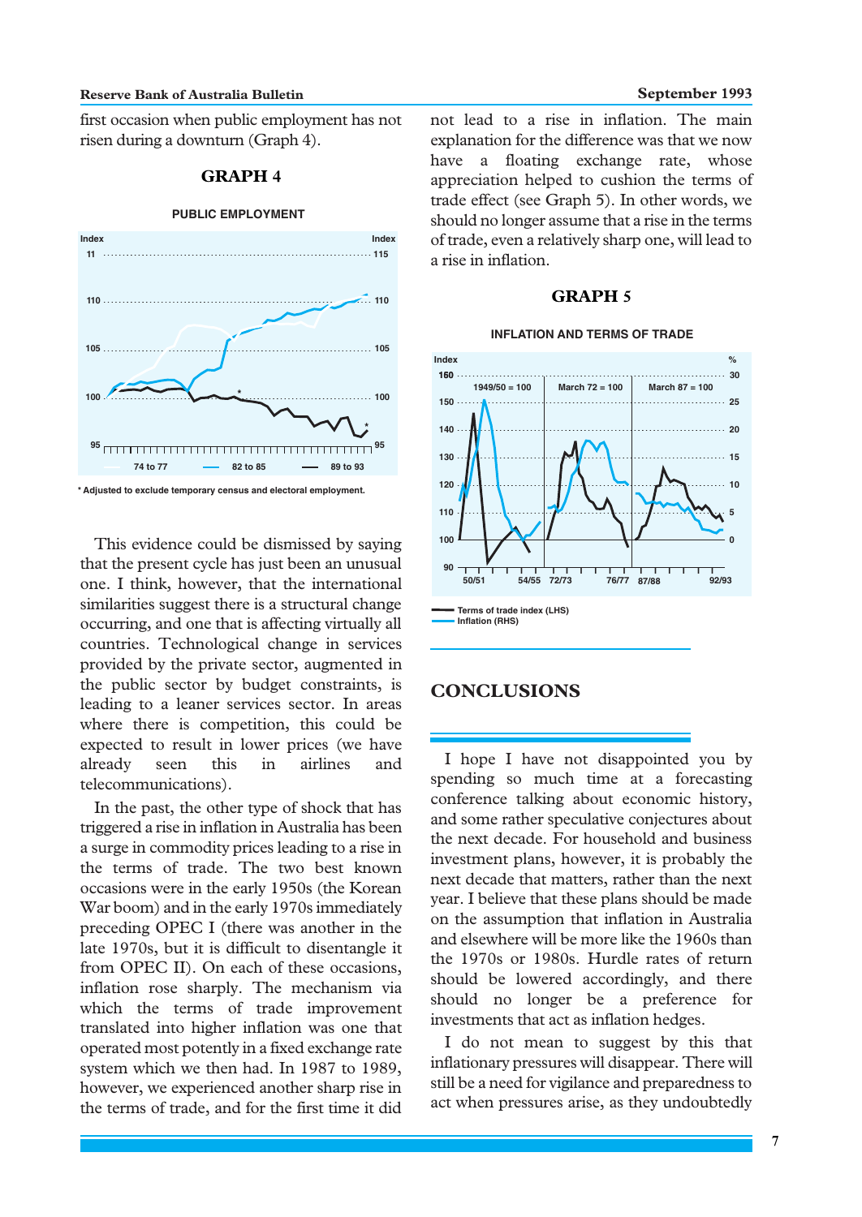first occasion when public employment has not risen during a downturn (Graph 4).

## GRAPH 4

**PUBLIC EMPLOYMENT**

\* Adjusted to exclude temporary census and electoral employment.

This evidence could be dismissed by saying that the present cycle has just been an unusual one. I think, however, that the international similarities suggest there is a structural change occurring, and one that is affecting virtually all countries. Technological change in services provided by the private sector, augmented in the public sector by budget constraints, is leading to a leaner services sector. In areas where there is competition, this could be expected to result in lower prices (we have already seen this in airlines and telecommunications).

In the past, the other type of shock that has triggered a rise in inflation in Australia has been a surge in commodity prices leading to a rise in the terms of trade. The two best known occasions were in the early 1950s (the Korean War boom) and in the early 1970s immediately preceding OPEC I (there was another in the late 1970s, but it is difficult to disentangle it from OPEC II). On each of these occasions, inflation rose sharply. The mechanism via which the terms of trade improvement translated into higher inflation was one that operated most potently in a fixed exchange rate system which we then had. In 1987 to 1989, however, we experienced another sharp rise in the terms of trade, and for the first time it did not lead to a rise in inflation. The main explanation for the difference was that we now have a floating exchange rate, whose appreciation helped to cushion the terms of trade effect (see Graph 5). In other words, we should no longer assume that a rise in the terms of trade, even a relatively sharp one, will lead to a rise in inflation.

## GRAPH 5

**INFLATION AND TERMS OF TRADE**

## CONCLUSIONS

I hope I have not disappointed you by spending so much time at a forecasting conference talking about economic history, and some rather speculative conjectures about the next decade. For household and business investment plans, however, it is probably the next decade that matters, rather than the next year. I believe that these plans should be made on the assumption that inflation in Australia and elsewhere will be more like the 1960s than the 1970s or 1980s. Hurdle rates of return should be lowered accordingly, and there should no longer be a preference for investments that act as inflation hedges.

I do not mean to suggest by this that inflationary pressures will disappear. There will still be a need for vigilance and preparedness to act when pressures arise, as they undoubtedly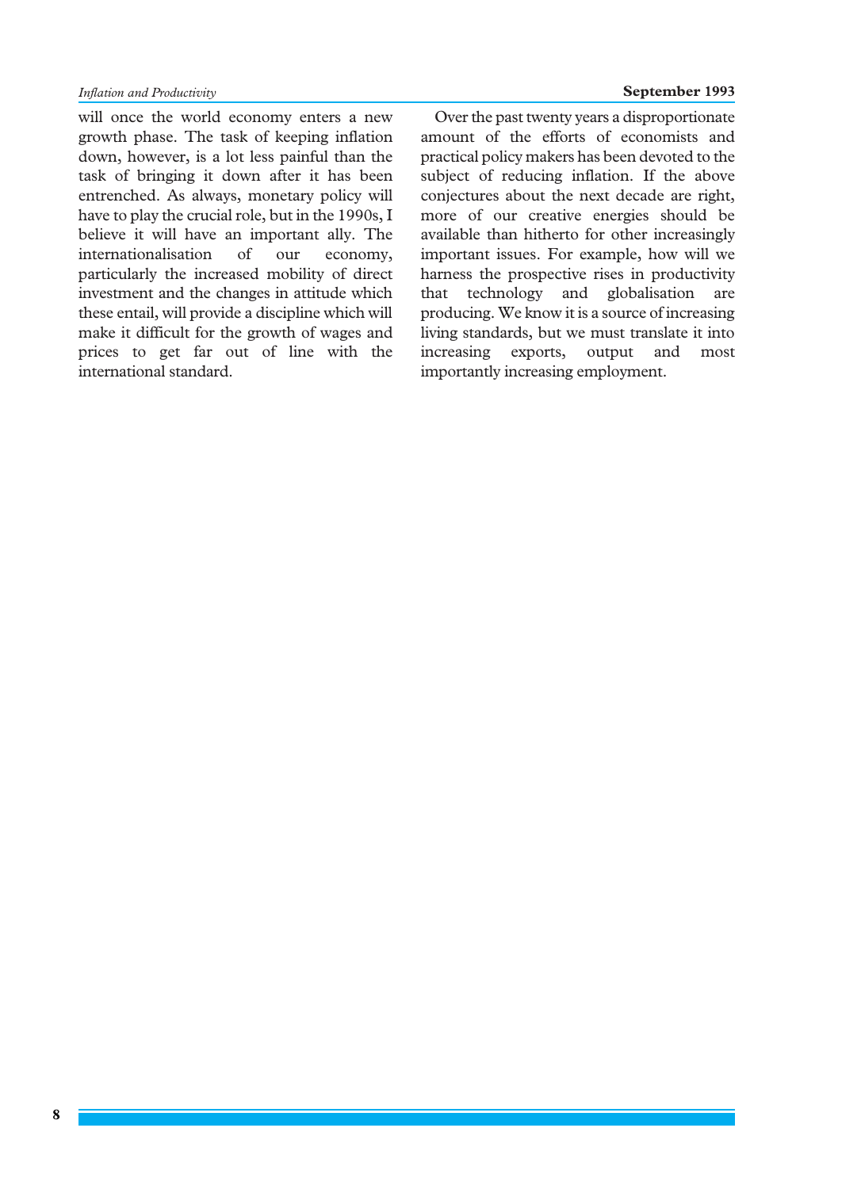will once the world economy enters a new growth phase. The task of keeping inflation down, however, is a lot less painful than the task of bringing it down after it has been entrenched. As always, monetary policy will have to play the crucial role, but in the 1990s, I believe it will have an important ally. The internationalisation of our economy, particularly the increased mobility of direct investment and the changes in attitude which these entail, will provide a discipline which will make it difficult for the growth of wages and prices to get far out of line with the international standard.

Over the past twenty years a disproportionate amount of the efforts of economists and practical policy makers has been devoted to the subject of reducing inflation. If the above conjectures about the next decade are right, more of our creative energies should be available than hitherto for other increasingly important issues. For example, how will we harness the prospective rises in productivity that technology and globalisation are producing. We know it is a source of increasing living standards, but we must translate it into increasing exports, output and most importantly increasing employment.